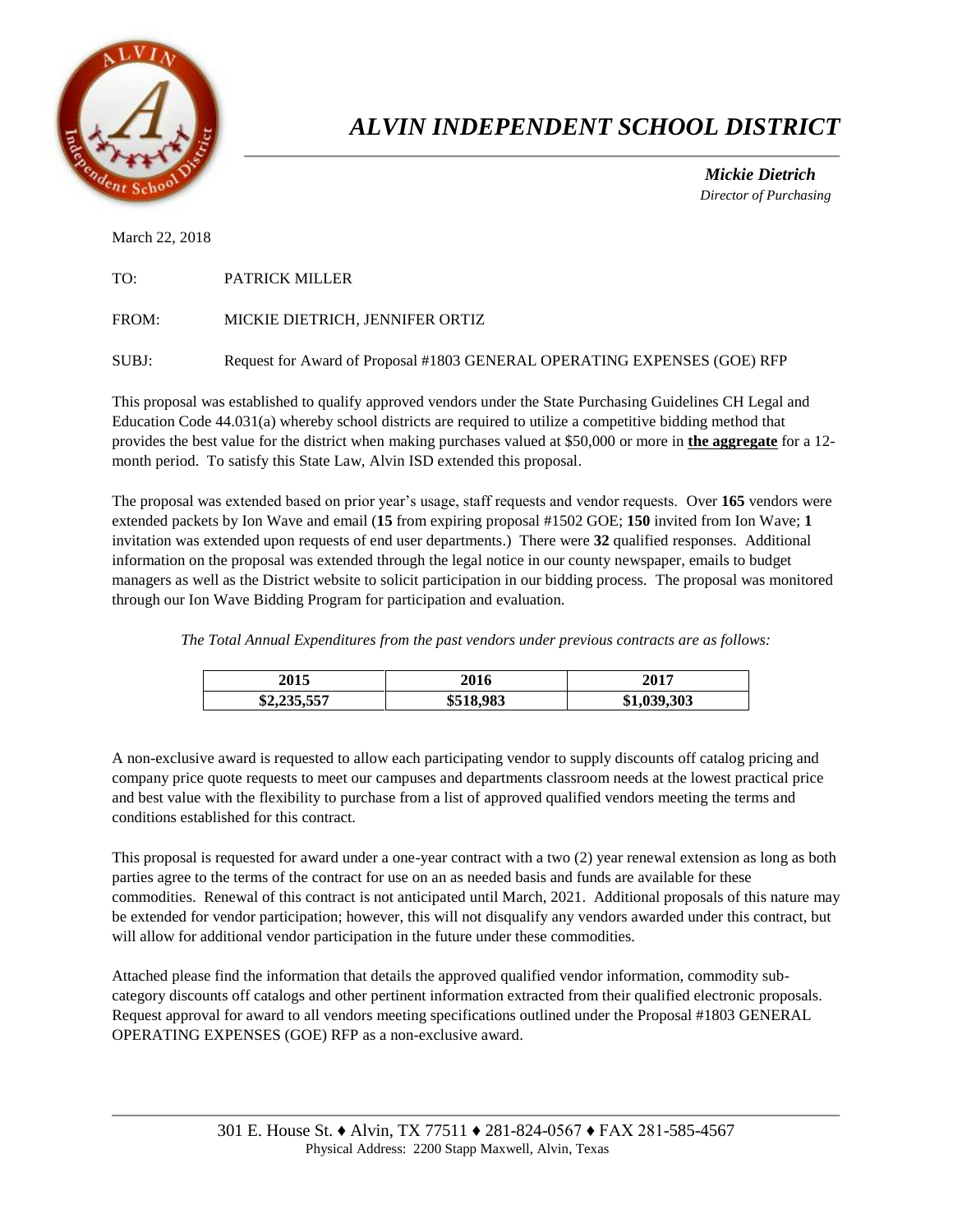# *ALVIN INDEPENDENT SCHOOL DISTRICT*

***Mickie Dietrich***
*Director of Purchasing*

March 22, 2018

TO: PATRICK MILLER

FROM: MICKIE DIETRICH, JENNIFER ORTIZ

SUBJ: Request for Award of Proposal #1803 GENERAL OPERATING EXPENSES (GOE) RFP

This proposal was established to qualify approved vendors under the State Purchasing Guidelines CH Legal and Education Code 44.031(a) whereby school districts are required to utilize a competitive bidding method that provides the best value for the district when making purchases valued at $50,000 or more in **the aggregate** for a 12-month period. To satisfy this State Law, Alvin ISD extended this proposal.

The proposal was extended based on prior year's usage, staff requests and vendor requests. Over **165** vendors were extended packets by Ion Wave and email (**15** from expiring proposal #1502 GOE; **150** invited from Ion Wave; **1** invitation was extended upon requests of end user departments.) There were **32** qualified responses. Additional information on the proposal was extended through the legal notice in our county newspaper, emails to budget managers as well as the District website to solicit participation in our bidding process. The proposal was monitored through our Ion Wave Bidding Program for participation and evaluation.

*The Total Annual Expenditures from the past vendors under previous contracts are as follows:*

| 2015 | 2016 | 2017 |
|---|---|---|
| **$2,235,557** | **$518,983** | **$1,039,303** |

A non-exclusive award is requested to allow each participating vendor to supply discounts off catalog pricing and company price quote requests to meet our campuses and departments classroom needs at the lowest practical price and best value with the flexibility to purchase from a list of approved qualified vendors meeting the terms and conditions established for this contract.

This proposal is requested for award under a one-year contract with a two (2) year renewal extension as long as both parties agree to the terms of the contract for use on an as needed basis and funds are available for these commodities. Renewal of this contract is not anticipated until March, 2021. Additional proposals of this nature may be extended for vendor participation; however, this will not disqualify any vendors awarded under this contract, but will allow for additional vendor participation in the future under these commodities.

Attached please find the information that details the approved qualified vendor information, commodity sub-category discounts off catalogs and other pertinent information extracted from their qualified electronic proposals. Request approval for award to all vendors meeting specifications outlined under the Proposal #1803 GENERAL OPERATING EXPENSES (GOE) RFP as a non-exclusive award.

301 E. House St. ♦ Alvin, TX 77511 ♦ 281-824-0567 ♦ FAX 281-585-4567
Physical Address: 2200 Stapp Maxwell, Alvin, Texas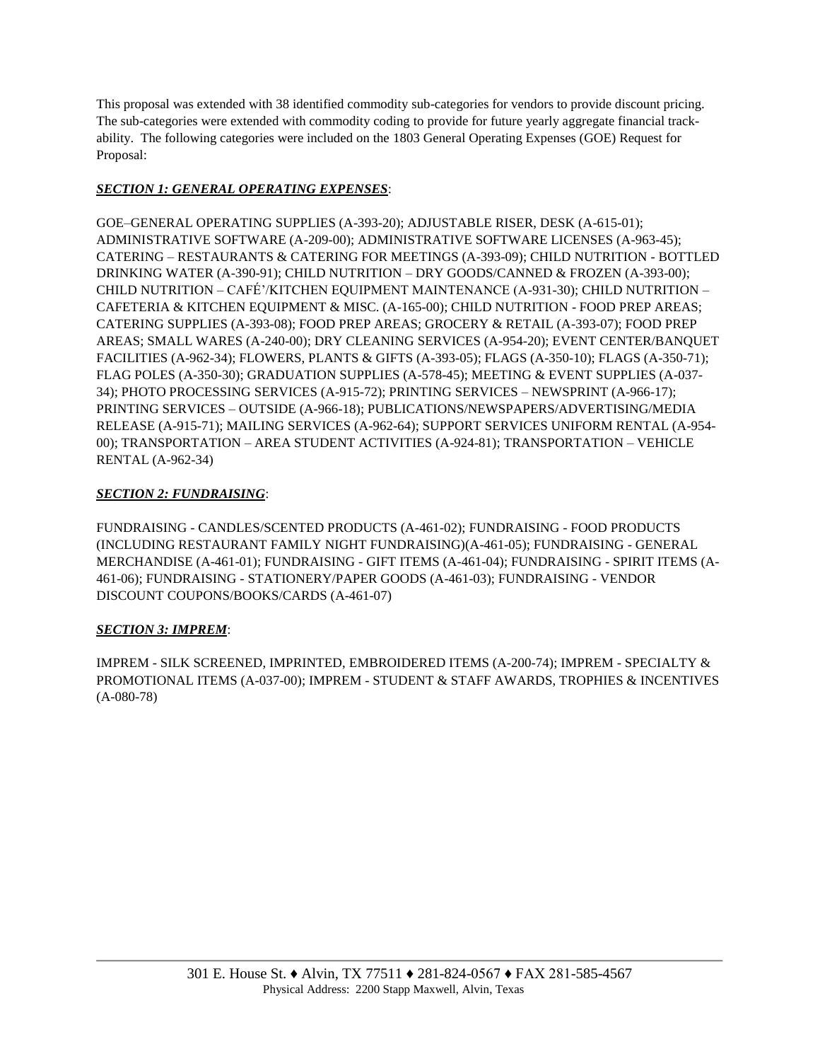This proposal was extended with 38 identified commodity sub-categories for vendors to provide discount pricing. The sub-categories were extended with commodity coding to provide for future yearly aggregate financial track-ability. The following categories were included on the 1803 General Operating Expenses (GOE) Request for Proposal:

***SECTION 1: GENERAL OPERATING EXPENSES***:

GOE–GENERAL OPERATING SUPPLIES (A-393-20); ADJUSTABLE RISER, DESK (A-615-01); ADMINISTRATIVE SOFTWARE (A-209-00); ADMINISTRATIVE SOFTWARE LICENSES (A-963-45); CATERING – RESTAURANTS & CATERING FOR MEETINGS (A-393-09); CHILD NUTRITION - BOTTLED DRINKING WATER (A-390-91); CHILD NUTRITION – DRY GOODS/CANNED & FROZEN (A-393-00); CHILD NUTRITION – CAFÉ'/KITCHEN EQUIPMENT MAINTENANCE (A-931-30); CHILD NUTRITION – CAFETERIA & KITCHEN EQUIPMENT & MISC. (A-165-00); CHILD NUTRITION - FOOD PREP AREAS; CATERING SUPPLIES (A-393-08); FOOD PREP AREAS; GROCERY & RETAIL (A-393-07); FOOD PREP AREAS; SMALL WARES (A-240-00); DRY CLEANING SERVICES (A-954-20); EVENT CENTER/BANQUET FACILITIES (A-962-34); FLOWERS, PLANTS & GIFTS (A-393-05); FLAGS (A-350-10); FLAGS (A-350-71); FLAG POLES (A-350-30); GRADUATION SUPPLIES (A-578-45); MEETING & EVENT SUPPLIES (A-037-34); PHOTO PROCESSING SERVICES (A-915-72); PRINTING SERVICES – NEWSPRINT (A-966-17); PRINTING SERVICES – OUTSIDE (A-966-18); PUBLICATIONS/NEWSPAPERS/ADVERTISING/MEDIA RELEASE (A-915-71); MAILING SERVICES (A-962-64); SUPPORT SERVICES UNIFORM RENTAL (A-954-00); TRANSPORTATION – AREA STUDENT ACTIVITIES (A-924-81); TRANSPORTATION – VEHICLE RENTAL (A-962-34)

***SECTION 2: FUNDRAISING***:

FUNDRAISING - CANDLES/SCENTED PRODUCTS (A-461-02); FUNDRAISING - FOOD PRODUCTS (INCLUDING RESTAURANT FAMILY NIGHT FUNDRAISING)(A-461-05); FUNDRAISING - GENERAL MERCHANDISE (A-461-01); FUNDRAISING - GIFT ITEMS (A-461-04); FUNDRAISING - SPIRIT ITEMS (A-461-06); FUNDRAISING - STATIONERY/PAPER GOODS (A-461-03); FUNDRAISING - VENDOR DISCOUNT COUPONS/BOOKS/CARDS (A-461-07)

***SECTION 3: IMPREM***:

IMPREM - SILK SCREENED, IMPRINTED, EMBROIDERED ITEMS (A-200-74); IMPREM - SPECIALTY & PROMOTIONAL ITEMS (A-037-00); IMPREM - STUDENT & STAFF AWARDS, TROPHIES & INCENTIVES (A-080-78)

301 E. House St. ♦ Alvin, TX 77511 ♦ 281-824-0567 ♦ FAX 281-585-4567
Physical Address: 2200 Stapp Maxwell, Alvin, Texas